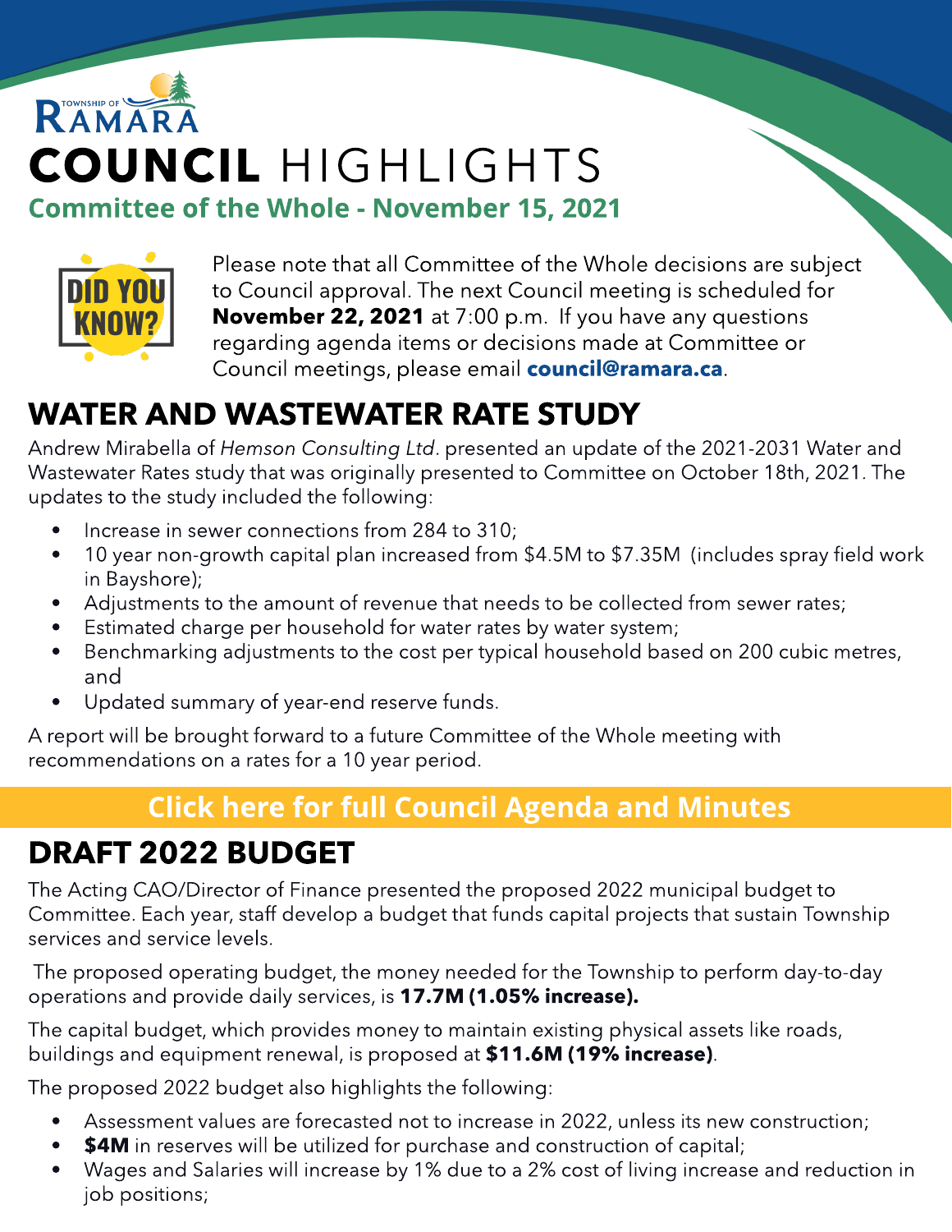TOWNSHIP OF RAMARA

# COUNCIL HIGHLIGHTS

## Committee of the Whole - November 15, 2021

DID YOU KNOW?

Please note that all Committee of the Whole decisions are subject to Council approval. The next Council meeting is scheduled for **November 22, 2021** at 7:00 p.m. If you have any questions regarding agenda items or decisions made at Committee or Council meetings, please email **council@ramara.ca**.

## WATER AND WASTEWATER RATE STUDY

Andrew Mirabella of *Hemson Consulting Ltd*. presented an update of the 2021-2031 Water and Wastewater Rates study that was originally presented to Committee on October 18th, 2021. The updates to the study included the following:

- Increase in sewer connections from 284 to 310;
- 10 year non-growth capital plan increased from $4.5M to $7.35M (includes spray field work in Bayshore);
- Adjustments to the amount of revenue that needs to be collected from sewer rates;
- Estimated charge per household for water rates by water system;
- Benchmarking adjustments to the cost per typical household based on 200 cubic metres, and
- Updated summary of year-end reserve funds.

A report will be brought forward to a future Committee of the Whole meeting with recommendations on a rates for a 10 year period.

**Click here for full Council Agenda and Minutes**

## DRAFT 2022 BUDGET

The Acting CAO/Director of Finance presented the proposed 2022 municipal budget to Committee. Each year, staff develop a budget that funds capital projects that sustain Township services and service levels.

The proposed operating budget, the money needed for the Township to perform day-to-day operations and provide daily services, is **17.7M (1.05% increase).**

The capital budget, which provides money to maintain existing physical assets like roads, buildings and equipment renewal, is proposed at **$11.6M (19% increase)**.

The proposed 2022 budget also highlights the following:

- Assessment values are forecasted not to increase in 2022, unless its new construction;
- **$4M** in reserves will be utilized for purchase and construction of capital;
- Wages and Salaries will increase by 1% due to a 2% cost of living increase and reduction in job positions;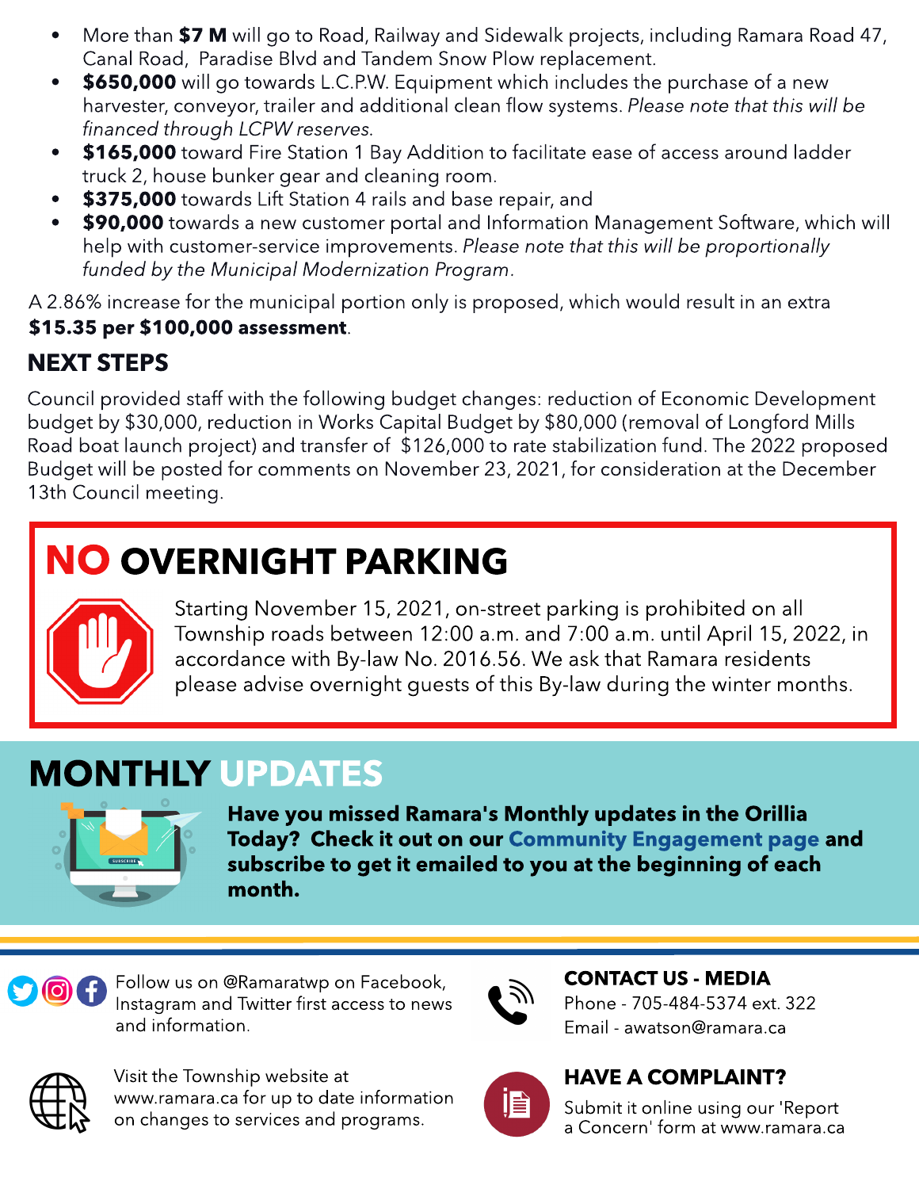- More than **$7 M** will go to Road, Railway and Sidewalk projects, including Ramara Road 47, Canal Road, Paradise Blvd and Tandem Snow Plow replacement.
- **$650,000** will go towards L.C.P.W. Equipment which includes the purchase of a new harvester, conveyor, trailer and additional clean flow systems. *Please note that this will be financed through LCPW reserves.*
- **$165,000** toward Fire Station 1 Bay Addition to facilitate ease of access around ladder truck 2, house bunker gear and cleaning room.
- **$375,000** towards Lift Station 4 rails and base repair, and
- **$90,000** towards a new customer portal and Information Management Software, which will help with customer-service improvements. *Please note that this will be proportionally funded by the Municipal Modernization Program.*

A 2.86% increase for the municipal portion only is proposed, which would result in an extra **$15.35 per $100,000 assessment**.

## NEXT STEPS

Council provided staff with the following budget changes: reduction of Economic Development budget by $30,000, reduction in Works Capital Budget by $80,000 (removal of Longford Mills Road boat launch project) and transfer of $126,000 to rate stabilization fund. The 2022 proposed Budget will be posted for comments on November 23, 2021, for consideration at the December 13th Council meeting.

## NO OVERNIGHT PARKING

Starting November 15, 2021, on-street parking is prohibited on all Township roads between 12:00 a.m. and 7:00 a.m. until April 15, 2022, in accordance with By-law No. 2016.56. We ask that Ramara residents please advise overnight guests of this By-law during the winter months.

## MONTHLY UPDATES

**Have you missed Ramara's Monthly updates in the Orillia Today? Check it out on our Community Engagement page and subscribe to get it emailed to you at the beginning of each month.**

Follow us on @Ramaratwp on Facebook, Instagram and Twitter first access to news and information.

**CONTACT US - MEDIA**
Phone - 705-484-5374 ext. 322
Email - awatson@ramara.ca

Visit the Township website at www.ramara.ca for up to date information on changes to services and programs.

**HAVE A COMPLAINT?**
Submit it online using our 'Report a Concern' form at www.ramara.ca